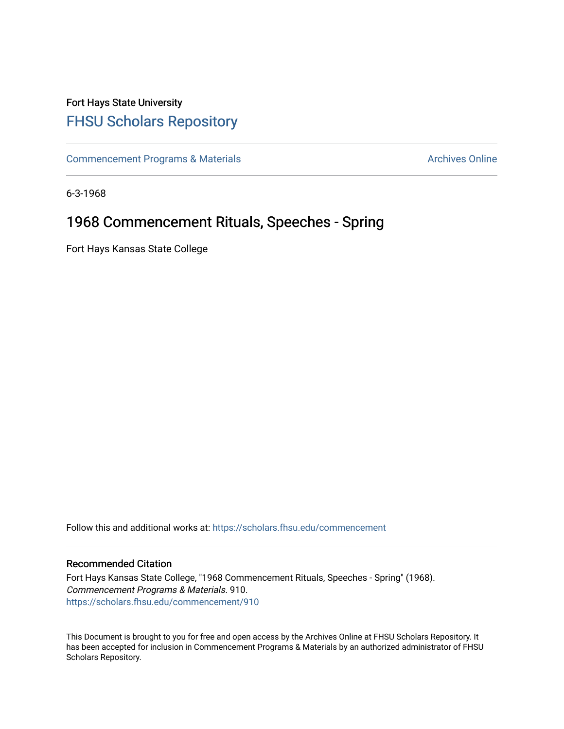Fort Hays State University

# FHSU Scholars Repository

Commencement Programs & Materials

Archives Online

6-3-1968

## 1968 Commencement Rituals, Speeches - Spring

Fort Hays Kansas State College

Follow this and additional works at: https://scholars.fhsu.edu/commencement

### Recommended Citation

Fort Hays Kansas State College, "1968 Commencement Rituals, Speeches - Spring" (1968). *Commencement Programs & Materials*. 910.
https://scholars.fhsu.edu/commencement/910

This Document is brought to you for free and open access by the Archives Online at FHSU Scholars Repository. It has been accepted for inclusion in Commencement Programs & Materials by an authorized administrator of FHSU Scholars Repository.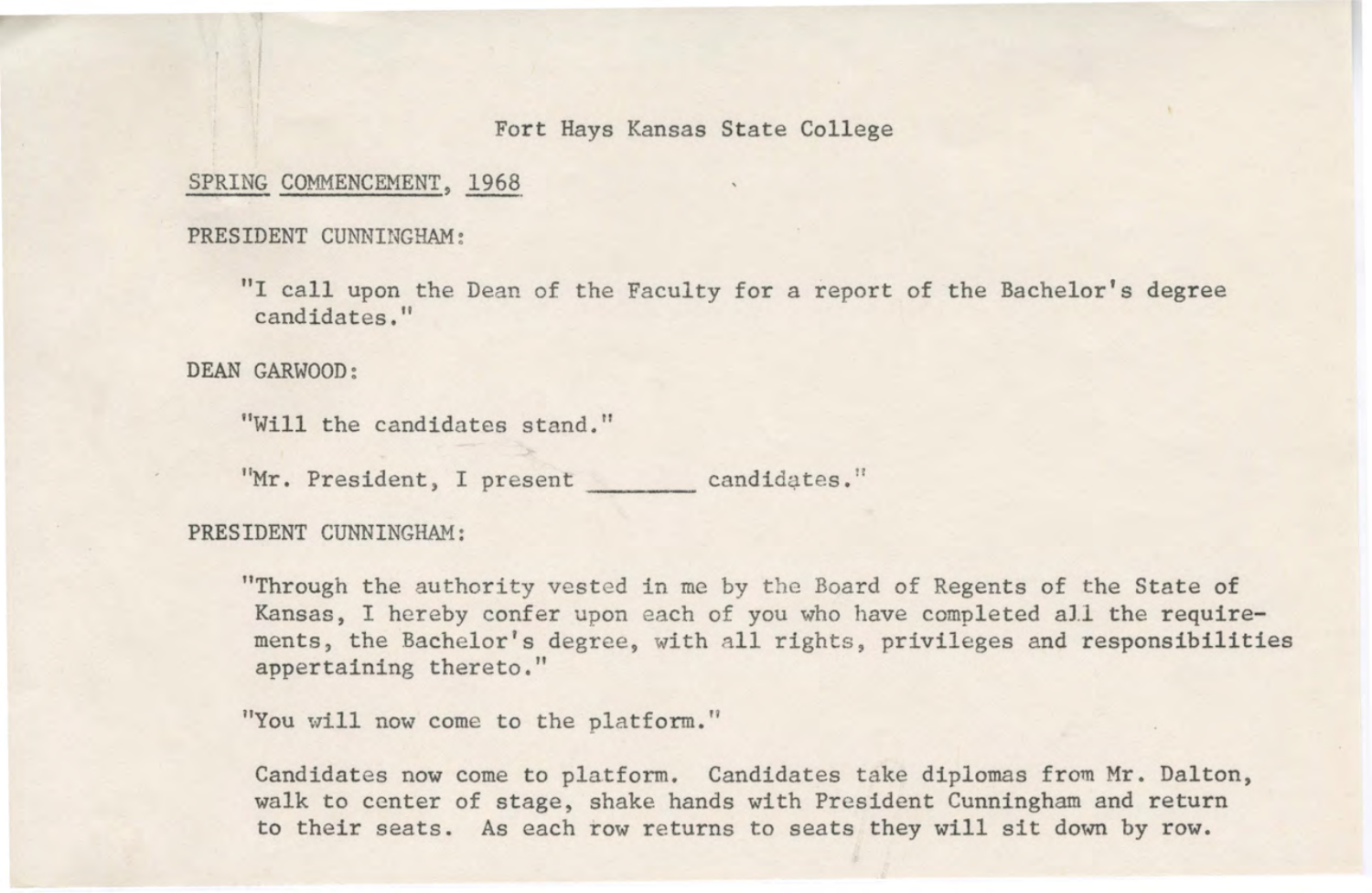Fort Hays Kansas State College

SPRING COMMENCEMENT, 1968

PRESIDENT CUNNINGHAM:

"I call upon the Dean of the Faculty for a report of the Bachelor's degree candidates."

DEAN GARWOOD:

"Will the candidates stand."

"Mr. President, I present _______ candidates."

PRESIDENT CUNNINGHAM:

"Through the authority vested in me by the Board of Regents of the State of Kansas, I hereby confer upon each of you who have completed all the requirements, the Bachelor's degree, with all rights, privileges and responsibilities appertaining thereto."

"You will now come to the platform."

Candidates now come to platform. Candidates take diplomas from Mr. Dalton, walk to center of stage, shake hands with President Cunningham and return to their seats. As each row returns to seats they will sit down by row.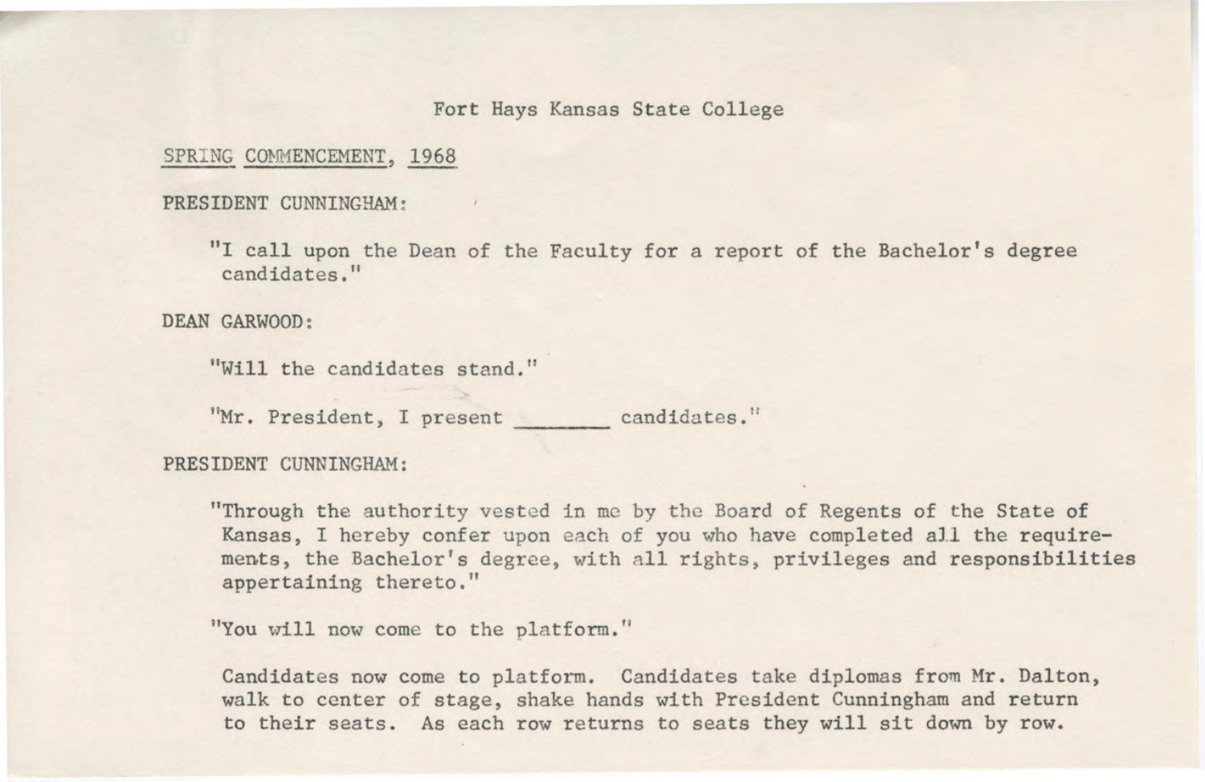Fort Hays Kansas State College

SPRING COMMENCEMENT, 1968

PRESIDENT CUNNINGHAM:

"I call upon the Dean of the Faculty for a report of the Bachelor's degree candidates."

DEAN GARWOOD:

"Will the candidates stand."

"Mr. President, I present ________ candidates."

PRESIDENT CUNNINGHAM:

"Through the authority vested in me by the Board of Regents of the State of Kansas, I hereby confer upon each of you who have completed all the requirements, the Bachelor's degree, with all rights, privileges and responsibilities appertaining thereto."

"You will now come to the platform."

Candidates now come to platform. Candidates take diplomas from Mr. Dalton, walk to center of stage, shake hands with President Cunningham and return to their seats. As each row returns to seats they will sit down by row.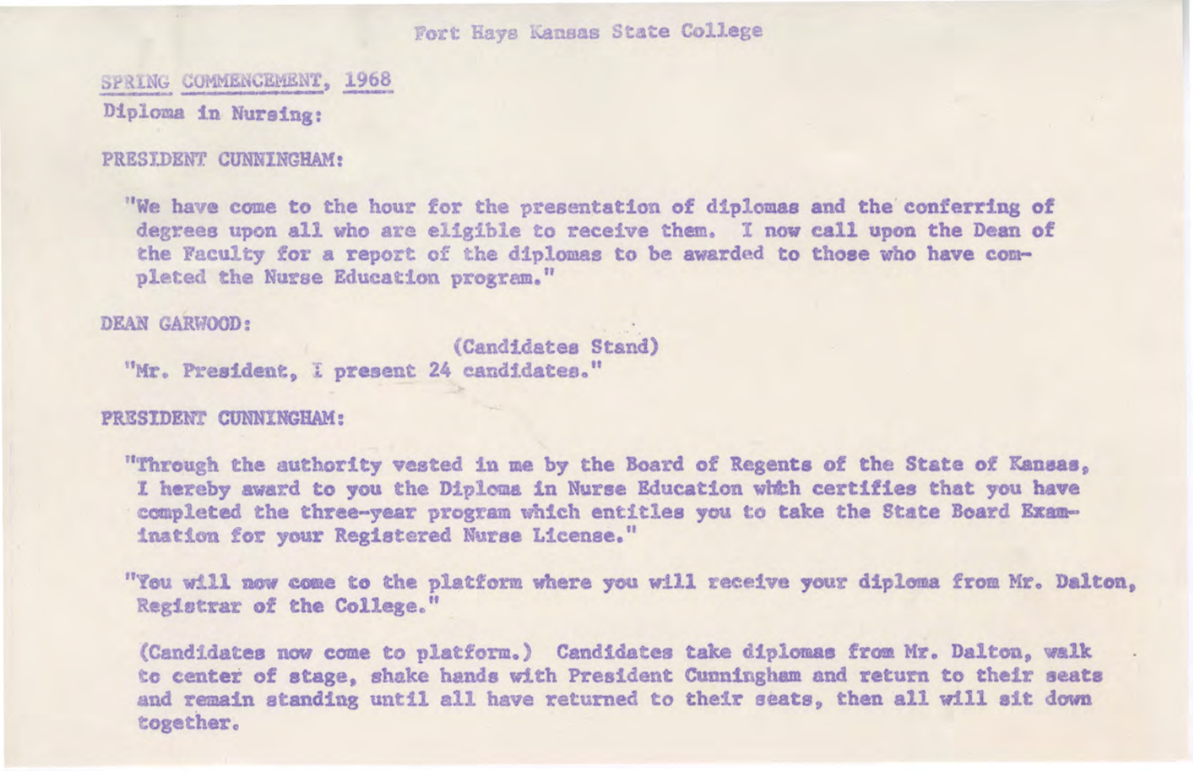Fort Hays Kansas State College

SPRING COMMENCEMENT, 1968

Diploma in Nursing:

PRESIDENT CUNNINGHAM:

"We have come to the hour for the presentation of diplomas and the conferring of degrees upon all who are eligible to receive them. I now call upon the Dean of the Faculty for a report of the diplomas to be awarded to those who have completed the Nurse Education program."

DEAN GARWOOD:

(Candidates Stand)

"Mr. President, I present 24 candidates."

PRESIDENT CUNNINGHAM:

"Through the authority vested in me by the Board of Regents of the State of Kansas, I hereby award to you the Diploma in Nurse Education which certifies that you have completed the three-year program which entitles you to take the State Board Examination for your Registered Nurse License."

"You will now come to the platform where you will receive your diploma from Mr. Dalton, Registrar of the College."

(Candidates now come to platform.) Candidates take diplomas from Mr. Dalton, walk to center of stage, shake hands with President Cunningham and return to their seats and remain standing until all have returned to their seats, then all will sit down together.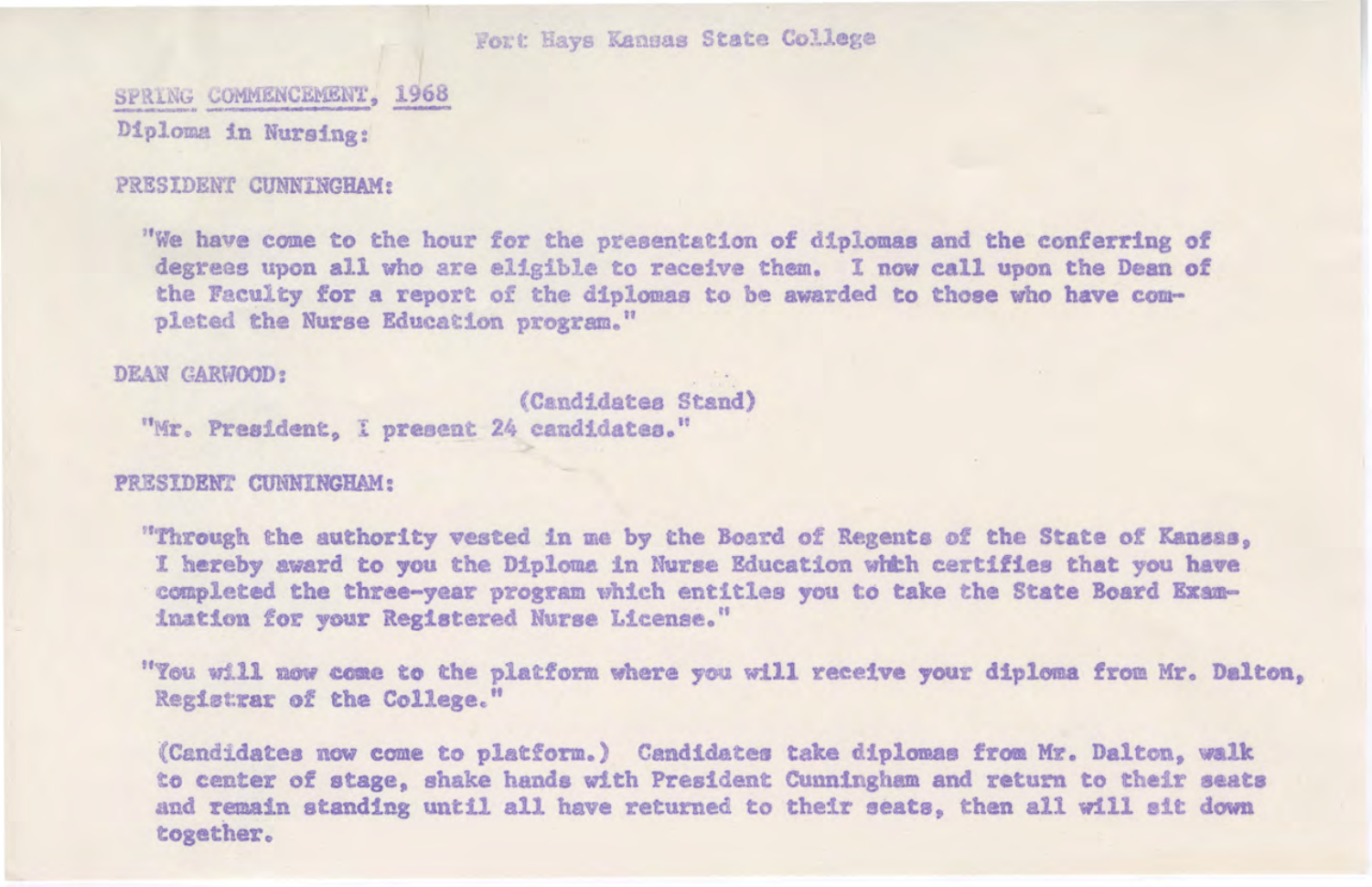Fort Hays Kansas State College

SPRING COMMENCEMENT, 1968

Diploma in Nursing:

PRESIDENT CUNNINGHAM:

"We have come to the hour for the presentation of diplomas and the conferring of degrees upon all who are eligible to receive them. I now call upon the Dean of the Faculty for a report of the diplomas to be awarded to those who have completed the Nurse Education program."

DEAN GARWOOD:

(Candidates Stand)

"Mr. President, I present 24 candidates."

PRESIDENT CUNNINGHAM:

"Through the authority vested in me by the Board of Regents of the State of Kansas, I hereby award to you the Diploma in Nurse Education which certifies that you have completed the three-year program which entitles you to take the State Board Examination for your Registered Nurse License."

"You will now come to the platform where you will receive your diploma from Mr. Dalton, Registrar of the College."

(Candidates now come to platform.) Candidates take diplomas from Mr. Dalton, walk to center of stage, shake hands with President Cunningham and return to their seats and remain standing until all have returned to their seats, then all will sit down together.